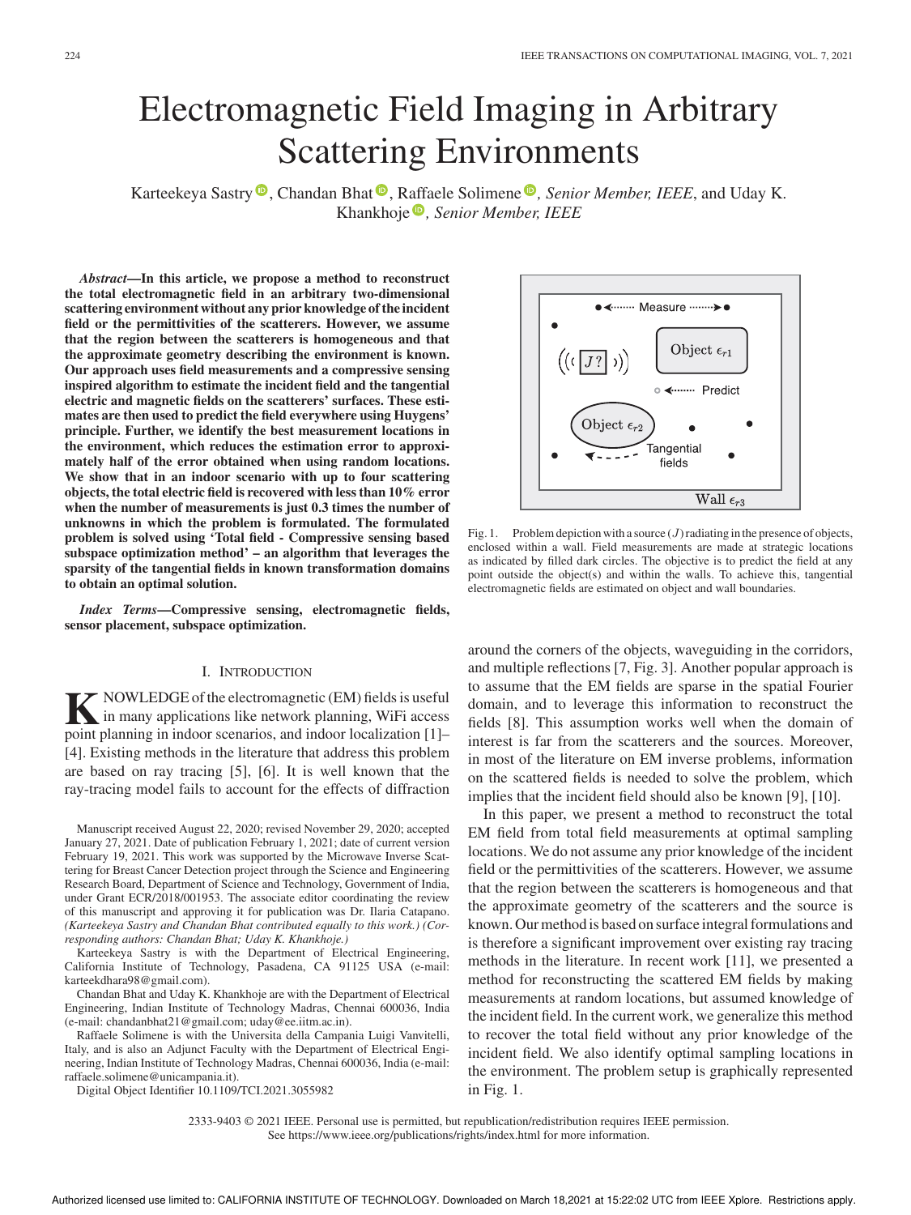# Electromagnetic Field Imaging in Arbitrary Scattering Environments

Karteekeya Sastry, Chandan Bhat, Raffaele Solimene, *Senior Member, IEEE*, and Uday K. Khankhoje, *Senior Member, IEEE*

***Abstract*—In this article, we propose a method to reconstruct the total electromagnetic field in an arbitrary two-dimensional scattering environment without any prior knowledge of the incident field or the permittivities of the scatterers. However, we assume that the region between the scatterers is homogeneous and that the approximate geometry describing the environment is known. Our approach uses field measurements and a compressive sensing inspired algorithm to estimate the incident field and the tangential electric and magnetic fields on the scatterers' surfaces. These estimates are then used to predict the field everywhere using Huygens' principle. Further, we identify the best measurement locations in the environment, which reduces the estimation error to approximately half of the error obtained when using random locations. We show that in an indoor scenario with up to four scattering objects, the total electric field is recovered with less than 10% error when the number of measurements is just 0.3 times the number of unknowns in which the problem is formulated. The formulated problem is solved using 'Total field - Compressive sensing based subspace optimization method' – an algorithm that leverages the sparsity of the tangential fields in known transformation domains to obtain an optimal solution.**

***Index Terms*—Compressive sensing, electromagnetic fields, sensor placement, subspace optimization.**

## I. Introduction

Knowledge of the electromagnetic (EM) fields is useful in many applications like network planning, WiFi access point planning in indoor scenarios, and indoor localization [1]–[4]. Existing methods in the literature that address this problem are based on ray tracing [5], [6]. It is well known that the ray-tracing model fails to account for the effects of diffraction around the corners of the objects, waveguiding in the corridors, and multiple reflections [7, Fig. 3]. Another popular approach is to assume that the EM fields are sparse in the spatial Fourier domain, and to leverage this information to reconstruct the fields [8]. This assumption works well when the domain of interest is far from the scatterers and the sources. Moreover, in most of the literature on EM inverse problems, information on the scattered fields is needed to solve the problem, which implies that the incident field should also be known [9], [10].

In this paper, we present a method to reconstruct the total EM field from total field measurements at optimal sampling locations. We do not assume any prior knowledge of the incident field or the permittivities of the scatterers. However, we assume that the region between the scatterers is homogeneous and that the approximate geometry of the scatterers and the source is known. Our method is based on surface integral formulations and is therefore a significant improvement over existing ray tracing methods in the literature. In recent work [11], we presented a method for reconstructing the scattered EM fields by making measurements at random locations, but assumed knowledge of the incident field. In the current work, we generalize this method to recover the total field without any prior knowledge of the incident field. We also identify optimal sampling locations in the environment. The problem setup is graphically represented in Fig. 1.

Fig. 1. Problem depiction with a source ($J$) radiating in the presence of objects, enclosed within a wall. Field measurements are made at strategic locations as indicated by filled dark circles. The objective is to predict the field at any point outside the object(s) and within the walls. To achieve this, tangential electromagnetic fields are estimated on object and wall boundaries.

Manuscript received August 22, 2020; revised November 29, 2020; accepted January 27, 2021. Date of publication February 1, 2021; date of current version February 19, 2021. This work was supported by the Microwave Inverse Scattering for Breast Cancer Detection project through the Science and Engineering Research Board, Department of Science and Technology, Government of India, under Grant ECR/2018/001953. The associate editor coordinating the review of this manuscript and approving it for publication was Dr. Ilaria Catapano. *(Karteekeya Sastry and Chandan Bhat contributed equally to this work.) (Corresponding authors: Chandan Bhat; Uday K. Khankhoje.)*

Karteekeya Sastry is with the Department of Electrical Engineering, California Institute of Technology, Pasadena, CA 91125 USA (e-mail: karteekdhara98@gmail.com).

Chandan Bhat and Uday K. Khankhoje are with the Department of Electrical Engineering, Indian Institute of Technology Madras, Chennai 600036, India (e-mail: chandanbhat21@gmail.com; uday@ee.iitm.ac.in).

Raffaele Solimene is with the Universita della Campania Luigi Vanvitelli, Italy, and is also an Adjunct Faculty with the Department of Electrical Engineering, Indian Institute of Technology Madras, Chennai 600036, India (e-mail: raffaele.solimene@unicampania.it).

Digital Object Identifier 10.1109/TCI.2021.3055982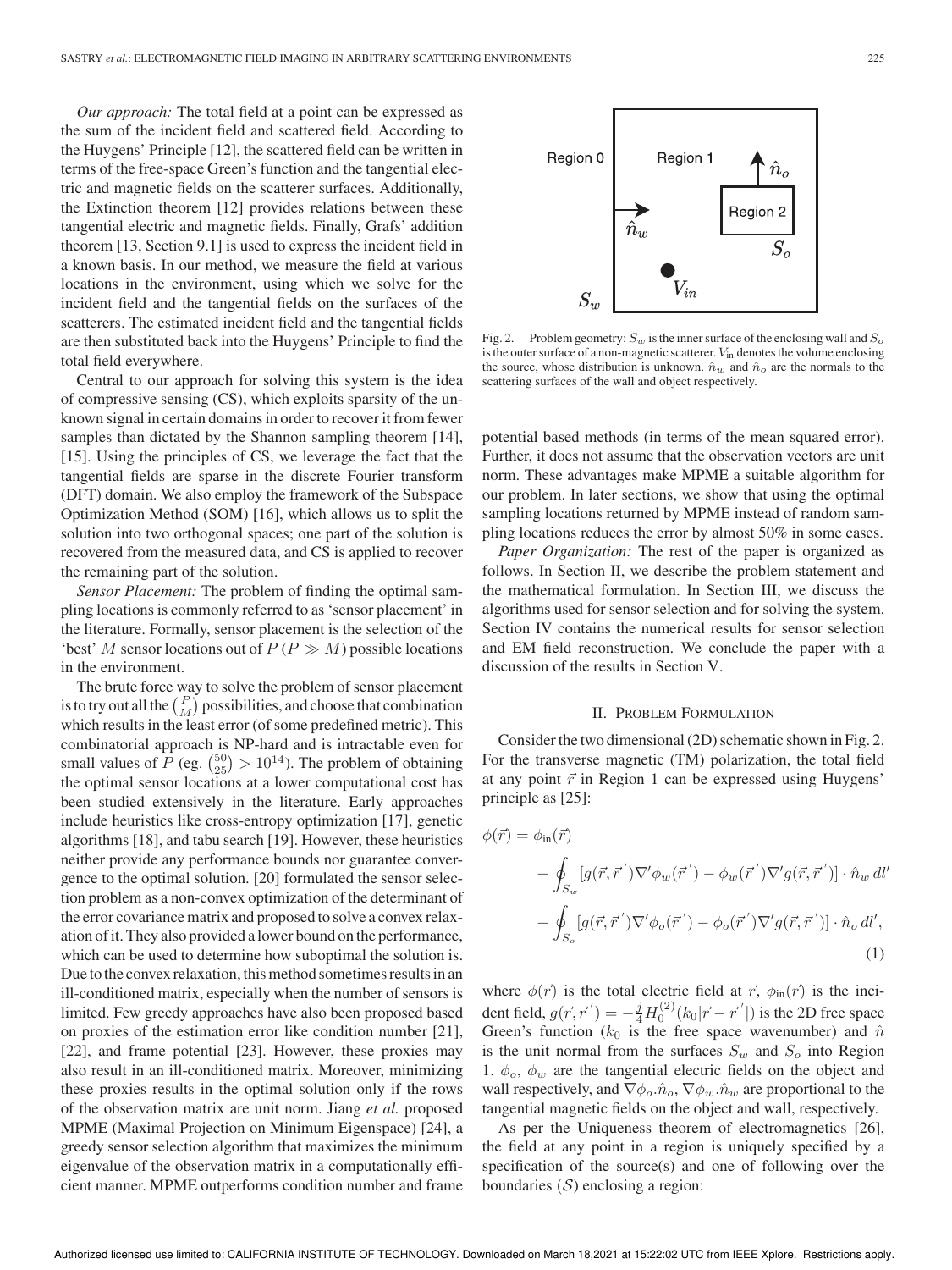*Our approach:* The total field at a point can be expressed as the sum of the incident field and scattered field. According to the Huygens' Principle [12], the scattered field can be written in terms of the free-space Green's function and the tangential electric and magnetic fields on the scatterer surfaces. Additionally, the Extinction theorem [12] provides relations between these tangential electric and magnetic fields. Finally, Grafs' addition theorem [13, Section 9.1] is used to express the incident field in a known basis. In our method, we measure the field at various locations in the environment, using which we solve for the incident field and the tangential fields on the surfaces of the scatterers. The estimated incident field and the tangential fields are then substituted back into the Huygens' Principle to find the total field everywhere.

Central to our approach for solving this system is the idea of compressive sensing (CS), which exploits sparsity of the unknown signal in certain domains in order to recover it from fewer samples than dictated by the Shannon sampling theorem [14], [15]. Using the principles of CS, we leverage the fact that the tangential fields are sparse in the discrete Fourier transform (DFT) domain. We also employ the framework of the Subspace Optimization Method (SOM) [16], which allows us to split the solution into two orthogonal spaces; one part of the solution is recovered from the measured data, and CS is applied to recover the remaining part of the solution.

*Sensor Placement:* The problem of finding the optimal sampling locations is commonly referred to as 'sensor placement' in the literature. Formally, sensor placement is the selection of the 'best' $M$ sensor locations out of $P$ ($P \gg M$) possible locations in the environment.

The brute force way to solve the problem of sensor placement is to try out all the $\binom{P}{M}$ possibilities, and choose that combination which results in the least error (of some predefined metric). This combinatorial approach is NP-hard and is intractable even for small values of $P$ (eg. $\binom{50}{25} > 10^{14}$). The problem of obtaining the optimal sensor locations at a lower computational cost has been studied extensively in the literature. Early approaches include heuristics like cross-entropy optimization [17], genetic algorithms [18], and tabu search [19]. However, these heuristics neither provide any performance bounds nor guarantee convergence to the optimal solution. [20] formulated the sensor selection problem as a non-convex optimization of the determinant of the error covariance matrix and proposed to solve a convex relaxation of it. They also provided a lower bound on the performance, which can be used to determine how suboptimal the solution is. Due to the convex relaxation, this method sometimes results in an ill-conditioned matrix, especially when the number of sensors is limited. Few greedy approaches have also been proposed based on proxies of the estimation error like condition number [21], [22], and frame potential [23]. However, these proxies may also result in an ill-conditioned matrix. Moreover, minimizing these proxies results in the optimal solution only if the rows of the observation matrix are unit norm. Jiang *et al.* proposed MPME (Maximal Projection on Minimum Eigenspace) [24], a greedy sensor selection algorithm that maximizes the minimum eigenvalue of the observation matrix in a computationally efficient manner. MPME outperforms condition number and frame potential based methods (in terms of the mean squared error). Further, it does not assume that the observation vectors are unit norm. These advantages make MPME a suitable algorithm for our problem. In later sections, we show that using the optimal sampling locations returned by MPME instead of random sampling locations reduces the error by almost 50% in some cases.

Fig. 2. Problem geometry: $S_w$ is the inner surface of the enclosing wall and $S_o$ is the outer surface of a non-magnetic scatterer. $V_{\text{in}}$ denotes the volume enclosing the source, whose distribution is unknown. $\hat{n}_w$ and $\hat{n}_o$ are the normals to the scattering surfaces of the wall and object respectively.

*Paper Organization:* The rest of the paper is organized as follows. In Section II, we describe the problem statement and the mathematical formulation. In Section III, we discuss the algorithms used for sensor selection and for solving the system. Section IV contains the numerical results for sensor selection and EM field reconstruction. We conclude the paper with a discussion of the results in Section V.

## II. Problem Formulation

Consider the two dimensional (2D) schematic shown in Fig. 2. For the transverse magnetic (TM) polarization, the total field at any point $\vec{r}$ in Region 1 can be expressed using Huygens' principle as [25]:

$$
\begin{aligned}
\phi(\vec{r}) = \phi_{\text{in}}(\vec{r}) & - \oint_{S_w} [g(\vec{r}, \vec{r}^{\,'})\nabla'\phi_w(\vec{r}^{\,'}) - \phi_w(\vec{r}^{\,'})\nabla' g(\vec{r}, \vec{r}^{\,'})] \cdot \hat{n}_w \, dl' \\
& - \oint_{S_o} [g(\vec{r}, \vec{r}^{\,'})\nabla'\phi_o(\vec{r}^{\,'}) - \phi_o(\vec{r}^{\,'})\nabla' g(\vec{r}, \vec{r}^{\,'})] \cdot \hat{n}_o \, dl',
\end{aligned}
\tag{1}
$$

where $\phi(\vec{r})$ is the total electric field at $\vec{r}$, $\phi_{\text{in}}(\vec{r})$ is the incident field, $g(\vec{r}, \vec{r}^{\,'}) = -\frac{j}{4}H_0^{(2)}(k_0|\vec{r} - \vec{r}^{\,'}|)$ is the 2D free space Green's function ($k_0$ is the free space wavenumber) and $\hat{n}$ is the unit normal from the surfaces $S_w$ and $S_o$ into Region 1. $\phi_o$, $\phi_w$ are the tangential electric fields on the object and wall respectively, and $\nabla\phi_o.\hat{n}_o$, $\nabla\phi_w.\hat{n}_w$ are proportional to the tangential magnetic fields on the object and wall, respectively.

As per the Uniqueness theorem of electromagnetics [26], the field at any point in a region is uniquely specified by a specification of the source(s) and one of following over the boundaries ($\mathcal{S}$) enclosing a region: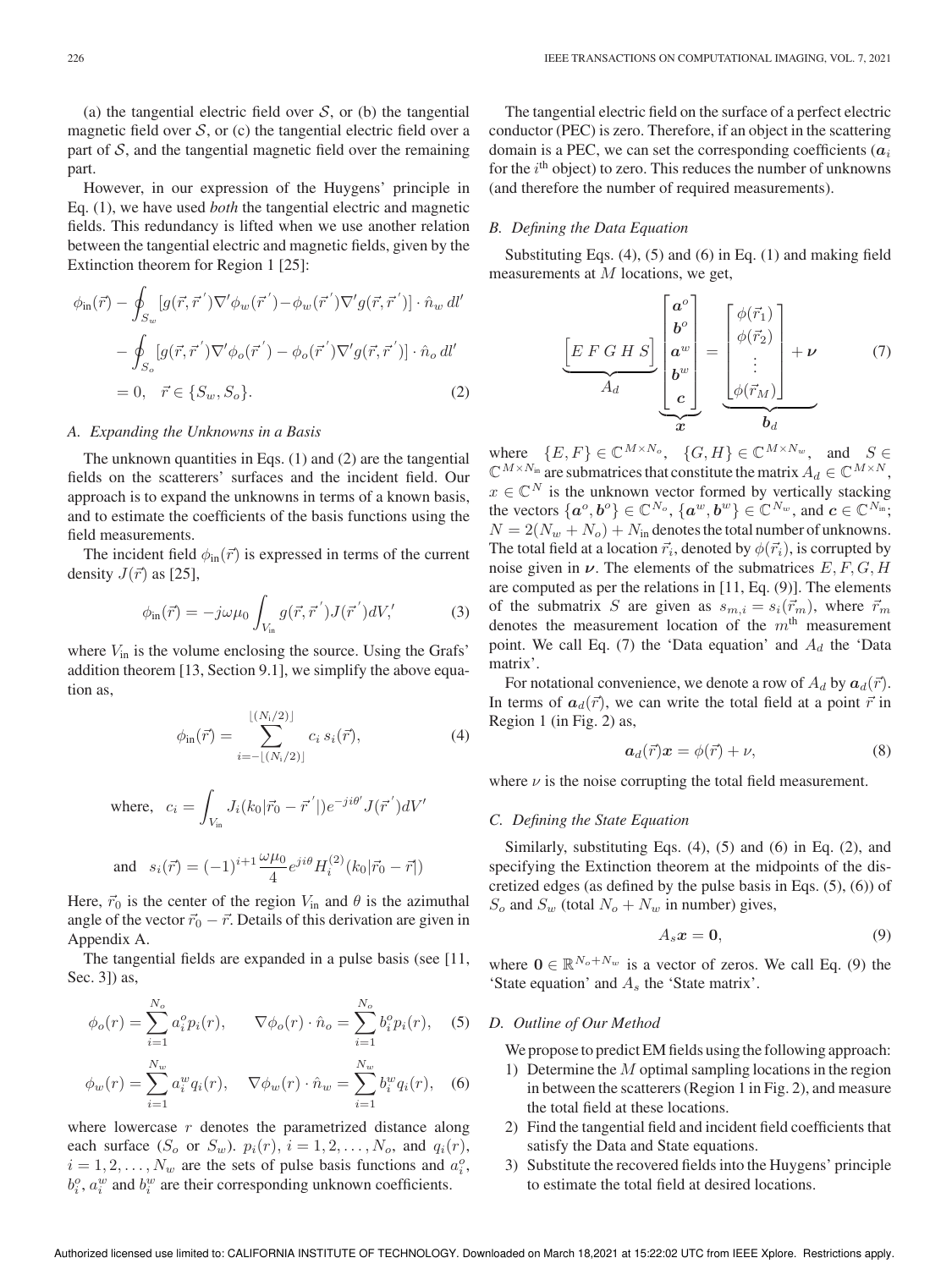(a) the tangential electric field over $\mathcal{S}$, or (b) the tangential magnetic field over $\mathcal{S}$, or (c) the tangential electric field over a part of $\mathcal{S}$, and the tangential magnetic field over the remaining part.

However, in our expression of the Huygens' principle in Eq. (1), we have used *both* the tangential electric and magnetic fields. This redundancy is lifted when we use another relation between the tangential electric and magnetic fields, given by the Extinction theorem for Region 1 [25]:

$$\begin{aligned}
\phi_{\text{in}}(\vec{r}) &- \oint_{S_w} [g(\vec{r},\vec{r}^{'})\nabla'\phi_w(\vec{r}^{'}) - \phi_w(\vec{r}^{'})\nabla' g(\vec{r},\vec{r}^{'})]\cdot \hat{n}_w \, dl' \\
&- \oint_{S_o} [g(\vec{r},\vec{r}^{'})\nabla'\phi_o(\vec{r}^{'}) - \phi_o(\vec{r}^{'})\nabla' g(\vec{r},\vec{r}^{'})]\cdot \hat{n}_o \, dl' \\
&= 0, \quad \vec{r} \in \{S_w, S_o\}.
\end{aligned} \tag{2}$$

### A. Expanding the Unknowns in a Basis

The unknown quantities in Eqs. (1) and (2) are the tangential fields on the scatterers' surfaces and the incident field. Our approach is to expand the unknowns in terms of a known basis, and to estimate the coefficients of the basis functions using the field measurements.

The incident field $\phi_{\text{in}}(\vec{r})$ is expressed in terms of the current density $J(\vec{r})$ as [25],

$$\phi_{\text{in}}(\vec{r}) = -j\omega\mu_0 \int_{V_{\text{in}}} g(\vec{r},\vec{r}^{'})J(\vec{r}^{'})dV,' \tag{3}$$

where $V_{\text{in}}$ is the volume enclosing the source. Using the Grafs' addition theorem [13, Section 9.1], we simplify the above equation as,

$$\phi_{\text{in}}(\vec{r}) = \sum_{i=-\lfloor (N_i/2)\rfloor}^{\lfloor (N_i/2)\rfloor} c_i \, s_i(\vec{r}), \tag{4}$$

$$\text{where,} \quad c_i = \int_{V_{\text{in}}} J_i(k_0|\vec{r}_0 - \vec{r}^{'}|)e^{-ji\theta'} J(\vec{r}^{'})dV'$$

$$\text{and} \quad s_i(\vec{r}) = (-1)^{i+1}\frac{\omega\mu_0}{4} e^{ji\theta} H_i^{(2)}(k_0|\vec{r}_0 - \vec{r}|)$$

Here, $\vec{r}_0$ is the center of the region $V_{\text{in}}$ and $\theta$ is the azimuthal angle of the vector $\vec{r}_0 - \vec{r}$. Details of this derivation are given in Appendix A.

The tangential fields are expanded in a pulse basis (see [11, Sec. 3]) as,

$$\phi_o(r) = \sum_{i=1}^{N_o} a_i^o p_i(r), \qquad \nabla\phi_o(r)\cdot\hat{n}_o = \sum_{i=1}^{N_o} b_i^o p_i(r), \tag{5}$$

$$\phi_w(r) = \sum_{i=1}^{N_w} a_i^w q_i(r), \qquad \nabla\phi_w(r)\cdot\hat{n}_w = \sum_{i=1}^{N_w} b_i^w q_i(r), \tag{6}$$

where lowercase $r$ denotes the parametrized distance along each surface ($S_o$ or $S_w$). $p_i(r)$, $i = 1, 2, \ldots, N_o$, and $q_i(r)$, $i = 1, 2, \ldots, N_w$ are the sets of pulse basis functions and $a_i^o$, $b_i^o$, $a_i^w$ and $b_i^w$ are their corresponding unknown coefficients.

The tangential electric field on the surface of a perfect electric conductor (PEC) is zero. Therefore, if an object in the scattering domain is a PEC, we can set the corresponding coefficients ($\boldsymbol{a}_i$ for the $i^{\text{th}}$ object) to zero. This reduces the number of unknowns (and therefore the number of required measurements).

### B. Defining the Data Equation

Substituting Eqs. (4), (5) and (6) in Eq. (1) and making field measurements at $M$ locations, we get,

$$\underbrace{\begin{bmatrix} E \; F \; G \; H \; S \end{bmatrix}}_{A_d} \underbrace{\begin{bmatrix} \boldsymbol{a}^o \\ \boldsymbol{b}^o \\ \boldsymbol{a}^w \\ \boldsymbol{b}^w \\ \boldsymbol{c} \end{bmatrix}}_{\boldsymbol{x}} = \underbrace{\begin{bmatrix} \phi(\vec{r}_1) \\ \phi(\vec{r}_2) \\ \vdots \\ \phi(\vec{r}_M) \end{bmatrix}}_{\boldsymbol{b}_d} + \boldsymbol{\nu} \tag{7}$$

where $\{E, F\} \in \mathbb{C}^{M\times N_o}$, $\{G, H\} \in \mathbb{C}^{M\times N_w}$, and $S \in \mathbb{C}^{M\times N_{\text{in}}}$ are submatrices that constitute the matrix $A_d \in \mathbb{C}^{M\times N}$, $x \in \mathbb{C}^N$ is the unknown vector formed by vertically stacking the vectors $\{\boldsymbol{a}^o, \boldsymbol{b}^o\} \in \mathbb{C}^{N_o}$, $\{\boldsymbol{a}^w, \boldsymbol{b}^w\} \in \mathbb{C}^{N_w}$, and $\boldsymbol{c} \in \mathbb{C}^{N_{\text{in}}}$; $N = 2(N_w + N_o) + N_{\text{in}}$ denotes the total number of unknowns. The total field at a location $\vec{r}_i$, denoted by $\phi(\vec{r}_i)$, is corrupted by noise given in $\boldsymbol{\nu}$. The elements of the submatrices $E, F, G, H$ are computed as per the relations in [11, Eq. (9)]. The elements of the submatrix $S$ are given as $s_{m,i} = s_i(\vec{r}_m)$, where $\vec{r}_m$ denotes the measurement location of the $m^{\text{th}}$ measurement point. We call Eq. (7) the 'Data equation' and $A_d$ the 'Data matrix'.

For notational convenience, we denote a row of $A_d$ by $\boldsymbol{a}_d(\vec{r})$. In terms of $\boldsymbol{a}_d(\vec{r})$, we can write the total field at a point $\vec{r}$ in Region 1 (in Fig. 2) as,

$$\boldsymbol{a}_d(\vec{r})\boldsymbol{x} = \phi(\vec{r}) + \nu, \tag{8}$$

where $\nu$ is the noise corrupting the total field measurement.

### C. Defining the State Equation

Similarly, substituting Eqs. (4), (5) and (6) in Eq. (2), and specifying the Extinction theorem at the midpoints of the discretized edges (as defined by the pulse basis in Eqs. (5), (6)) of $S_o$ and $S_w$ (total $N_o + N_w$ in number) gives,

$$A_s\boldsymbol{x} = \boldsymbol{0}, \tag{9}$$

where $\boldsymbol{0} \in \mathbb{R}^{N_o+N_w}$ is a vector of zeros. We call Eq. (9) the 'State equation' and $A_s$ the 'State matrix'.

### D. Outline of Our Method

We propose to predict EM fields using the following approach:

1) Determine the $M$ optimal sampling locations in the region in between the scatterers (Region 1 in Fig. 2), and measure the total field at these locations.
2) Find the tangential field and incident field coefficients that satisfy the Data and State equations.
3) Substitute the recovered fields into the Huygens' principle to estimate the total field at desired locations.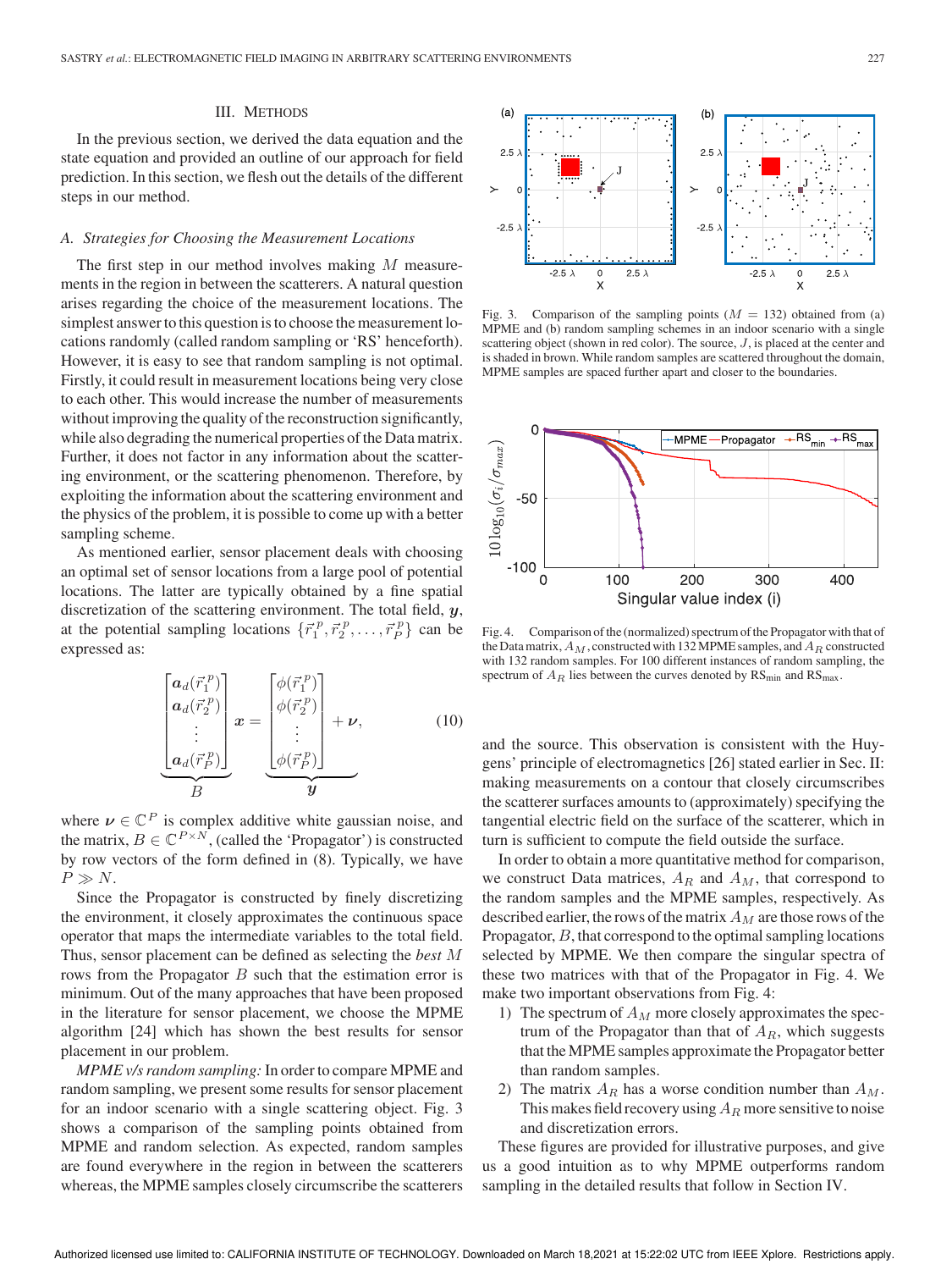## III. Methods

In the previous section, we derived the data equation and the state equation and provided an outline of our approach for field prediction. In this section, we flesh out the details of the different steps in our method.

### A. Strategies for Choosing the Measurement Locations

The first step in our method involves making $M$ measurements in the region in between the scatterers. A natural question arises regarding the choice of the measurement locations. The simplest answer to this question is to choose the measurement locations randomly (called random sampling or 'RS' henceforth). However, it is easy to see that random sampling is not optimal. Firstly, it could result in measurement locations being very close to each other. This would increase the number of measurements without improving the quality of the reconstruction significantly, while also degrading the numerical properties of the Data matrix. Further, it does not factor in any information about the scattering environment, or the scattering phenomenon. Therefore, by exploiting the information about the scattering environment and the physics of the problem, it is possible to come up with a better sampling scheme.

As mentioned earlier, sensor placement deals with choosing an optimal set of sensor locations from a large pool of potential locations. The latter are typically obtained by a fine spatial discretization of the scattering environment. The total field, $\boldsymbol{y}$, at the potential sampling locations $\{\vec{r}_1^{\,p}, \vec{r}_2^{\,p}, \ldots, \vec{r}_P^{\,p}\}$ can be expressed as:

$$\underbrace{\begin{bmatrix} \boldsymbol{a}_d(\vec{r}_1^{\,p}) \\ \boldsymbol{a}_d(\vec{r}_2^{\,p}) \\ \vdots \\ \boldsymbol{a}_d(\vec{r}_P^{\,p}) \end{bmatrix}}_{B} \boldsymbol{x} = \underbrace{\begin{bmatrix} \phi(\vec{r}_1^{\,p}) \\ \phi(\vec{r}_2^{\,p}) \\ \vdots \\ \phi(\vec{r}_P^{\,p}) \end{bmatrix} + \boldsymbol{\nu}}_{\boldsymbol{y}}, \tag{10}$$

where $\boldsymbol{\nu} \in \mathbb{C}^P$ is complex additive white gaussian noise, and the matrix, $B \in \mathbb{C}^{P \times N}$, (called the 'Propagator') is constructed by row vectors of the form defined in (8). Typically, we have $P \gg N$.

Since the Propagator is constructed by finely discretizing the environment, it closely approximates the continuous space operator that maps the intermediate variables to the total field. Thus, sensor placement can be defined as selecting the *best* $M$ rows from the Propagator $B$ such that the estimation error is minimum. Out of the many approaches that have been proposed in the literature for sensor placement, we choose the MPME algorithm [24] which has shown the best results for sensor placement in our problem.

*MPME v/s random sampling:* In order to compare MPME and random sampling, we present some results for sensor placement for an indoor scenario with a single scattering object. Fig. 3 shows a comparison of the sampling points obtained from MPME and random selection. As expected, random samples are found everywhere in the region in between the scatterers whereas, the MPME samples closely circumscribe the scatterers and the source. This observation is consistent with the Huygens' principle of electromagnetics [26] stated earlier in Sec. II: making measurements on a contour that closely circumscribes the scatterer surfaces amounts to (approximately) specifying the tangential electric field on the surface of the scatterer, which in turn is sufficient to compute the field outside the surface.

Fig. 3. Comparison of the sampling points ($M = 132$) obtained from (a) MPME and (b) random sampling schemes in an indoor scenario with a single scattering object (shown in red color). The source, $J$, is placed at the center and is shaded in brown. While random samples are scattered throughout the domain, MPME samples are spaced further apart and closer to the boundaries.

Fig. 4. Comparison of the (normalized) spectrum of the Propagator with that of the Data matrix, $A_M$, constructed with 132 MPME samples, and $A_R$ constructed with 132 random samples. For 100 different instances of random sampling, the spectrum of $A_R$ lies between the curves denoted by $\text{RS}_{\text{min}}$ and $\text{RS}_{\text{max}}$.

In order to obtain a more quantitative method for comparison, we construct Data matrices, $A_R$ and $A_M$, that correspond to the random samples and the MPME samples, respectively. As described earlier, the rows of the matrix $A_M$ are those rows of the Propagator, $B$, that correspond to the optimal sampling locations selected by MPME. We then compare the singular spectra of these two matrices with that of the Propagator in Fig. 4. We make two important observations from Fig. 4:

1) The spectrum of $A_M$ more closely approximates the spectrum of the Propagator than that of $A_R$, which suggests that the MPME samples approximate the Propagator better than random samples.
2) The matrix $A_R$ has a worse condition number than $A_M$. This makes field recovery using $A_R$ more sensitive to noise and discretization errors.

These figures are provided for illustrative purposes, and give us a good intuition as to why MPME outperforms random sampling in the detailed results that follow in Section IV.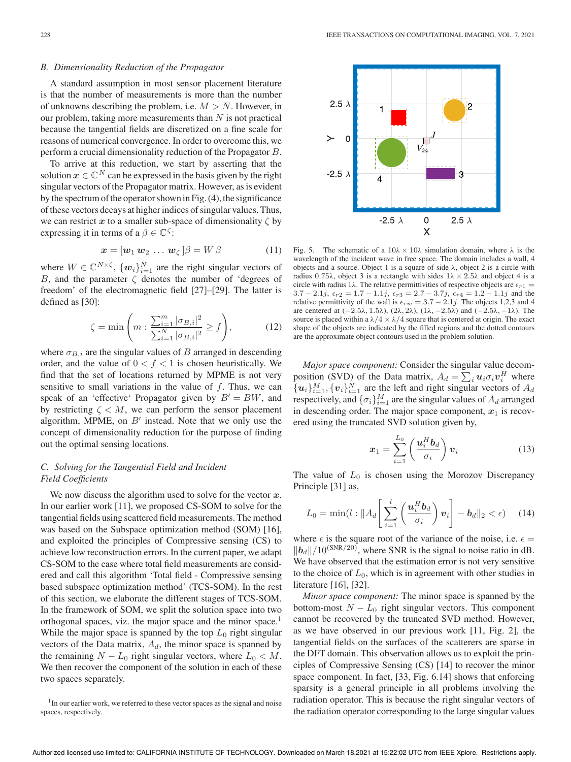## B. Dimensionality Reduction of the Propagator

A standard assumption in most sensor placement literature is that the number of measurements is more than the number of unknowns describing the problem, i.e. $M > N$. However, in our problem, taking more measurements than $N$ is not practical because the tangential fields are discretized on a fine scale for reasons of numerical convergence. In order to overcome this, we perform a crucial dimensionality reduction of the Propagator $B$.

To arrive at this reduction, we start by asserting that the solution $\boldsymbol{x} \in \mathbb{C}^N$ can be expressed in the basis given by the right singular vectors of the Propagator matrix. However, as is evident by the spectrum of the operator shown in Fig. (4), the significance of these vectors decays at higher indices of singular values. Thus, we can restrict $\boldsymbol{x}$ to a smaller sub-space of dimensionality $\zeta$ by expressing it in terms of a $\beta \in \mathbb{C}^\zeta$:

$$\boldsymbol{x} = [\boldsymbol{w}_1 \, \boldsymbol{w}_2 \, \ldots \, \boldsymbol{w}_\zeta]\beta = W\beta \tag{11}$$

where $W \in \mathbb{C}^{N\times\zeta}$, $\{\boldsymbol{w}_i\}_{i=1}^N$ are the right singular vectors of $B$, and the parameter $\zeta$ denotes the number of 'degrees of freedom' of the electromagnetic field [27]–[29]. The latter is defined as [30]:

$$\zeta = \min\left(m : \frac{\sum_{i=1}^m |\sigma_{B,i}|^2}{\sum_{i=1}^N |\sigma_{B,i}|^2} \geq f\right), \tag{12}$$

where $\sigma_{B,i}$ are the singular values of $B$ arranged in descending order, and the value of $0 < f < 1$ is chosen heuristically. We find that the set of locations returned by MPME is not very sensitive to small variations in the value of $f$. Thus, we can speak of an 'effective' Propagator given by $B' = BW$, and by restricting $\zeta < M$, we can perform the sensor placement algorithm, MPME, on $B'$ instead. Note that we only use the concept of dimensionality reduction for the purpose of finding out the optimal sensing locations.

## C. Solving for the Tangential Field and Incident Field Coefficients

We now discuss the algorithm used to solve for the vector $\boldsymbol{x}$. In our earlier work [11], we proposed CS-SOM to solve for the tangential fields using scattered field measurements. The method was based on the Subspace optimization method (SOM) [16], and exploited the principles of Compressive sensing (CS) to achieve low reconstruction errors. In the current paper, we adapt CS-SOM to the case where total field measurements are considered and call this algorithm 'Total field - Compressive sensing based subspace optimization method' (TCS-SOM). In the rest of this section, we elaborate the different stages of TCS-SOM. In the framework of SOM, we split the solution space into two orthogonal spaces, viz. the major space and the minor space.[1] While the major space is spanned by the top $L_0$ right singular vectors of the Data matrix, $A_d$, the minor space is spanned by the remaining $N - L_0$ right singular vectors, where $L_0 < M$. We then recover the component of the solution in each of these two spaces separately.

[1] In our earlier work, we referred to these vector spaces as the signal and noise spaces, respectively.

Fig. 5. The schematic of a $10\lambda \times 10\lambda$ simulation domain, where $\lambda$ is the wavelength of the incident wave in free space. The domain includes a wall, 4 objects and a source. Object 1 is a square of side $\lambda$, object 2 is a circle with radius $0.75\lambda$, object 3 is a rectangle with sides $1\lambda \times 2.5\lambda$ and object 4 is a circle with radius $1\lambda$. The relative permittivities of respective objects are $\epsilon_{r1} = 3.7 - 2.1j$, $\epsilon_{r2} = 1.7 - 1.1j$, $\epsilon_{r3} = 2.7 - 3.7j$, $\epsilon_{r4} = 1.2 - 1.1j$ and the relative permittivity of the wall is $\epsilon_{rw} = 3.7 - 2.1j$. The objects 1,2,3 and 4 are centered at $(-2.5\lambda, 1.5\lambda)$, $(2\lambda, 2\lambda)$, $(1\lambda, -2.5\lambda)$ and $(-2.5\lambda, -1\lambda)$. The source is placed within a $\lambda/4 \times \lambda/4$ square that is centered at origin. The exact shape of the objects are indicated by the filled regions and the dotted contours are the approximate object contours used in the problem solution.

*Major space component:* Consider the singular value decomposition (SVD) of the Data matrix, $A_d = \sum_i \boldsymbol{u}_i \sigma_i \boldsymbol{v}_i^H$ where $\{\boldsymbol{u}_i\}_{i=1}^M, \{\boldsymbol{v}_i\}_{i=1}^N$ are the left and right singular vectors of $A_d$ respectively, and $\{\sigma_i\}_{i=1}^M$ are the singular values of $A_d$ arranged in descending order. The major space component, $\boldsymbol{x}_1$ is recovered using the truncated SVD solution given by,

$$\boldsymbol{x}_1 = \sum_{i=1}^{L_0} \left(\frac{\boldsymbol{u}_i^H \boldsymbol{b}_d}{\sigma_i}\right) \boldsymbol{v}_i \tag{13}$$

The value of $L_0$ is chosen using the Morozov Discrepancy Principle [31] as,

$$L_0 = \min(l : \|A_d\left[\sum_{i=1}^{l}\left(\frac{\boldsymbol{u}_i^H \boldsymbol{b}_d}{\sigma_i}\right)\boldsymbol{v}_i\right] - \boldsymbol{b}_d\|_2 < \epsilon) \tag{14}$$

where $\epsilon$ is the square root of the variance of the noise, i.e. $\epsilon = \|\boldsymbol{b}_d\|/10^{(\text{SNR}/20)}$, where SNR is the signal to noise ratio in dB. We have observed that the estimation error is not very sensitive to the choice of $L_0$, which is in agreement with other studies in literature [16], [32].

*Minor space component:* The minor space is spanned by the bottom-most $N - L_0$ right singular vectors. This component cannot be recovered by the truncated SVD method. However, as we have observed in our previous work [11, Fig. 2], the tangential fields on the surfaces of the scatterers are sparse in the DFT domain. This observation allows us to exploit the principles of Compressive Sensing (CS) [14] to recover the minor space component. In fact, [33, Fig. 6.14] shows that enforcing sparsity is a general principle in all problems involving the radiation operator. This is because the right singular vectors of the radiation operator corresponding to the large singular values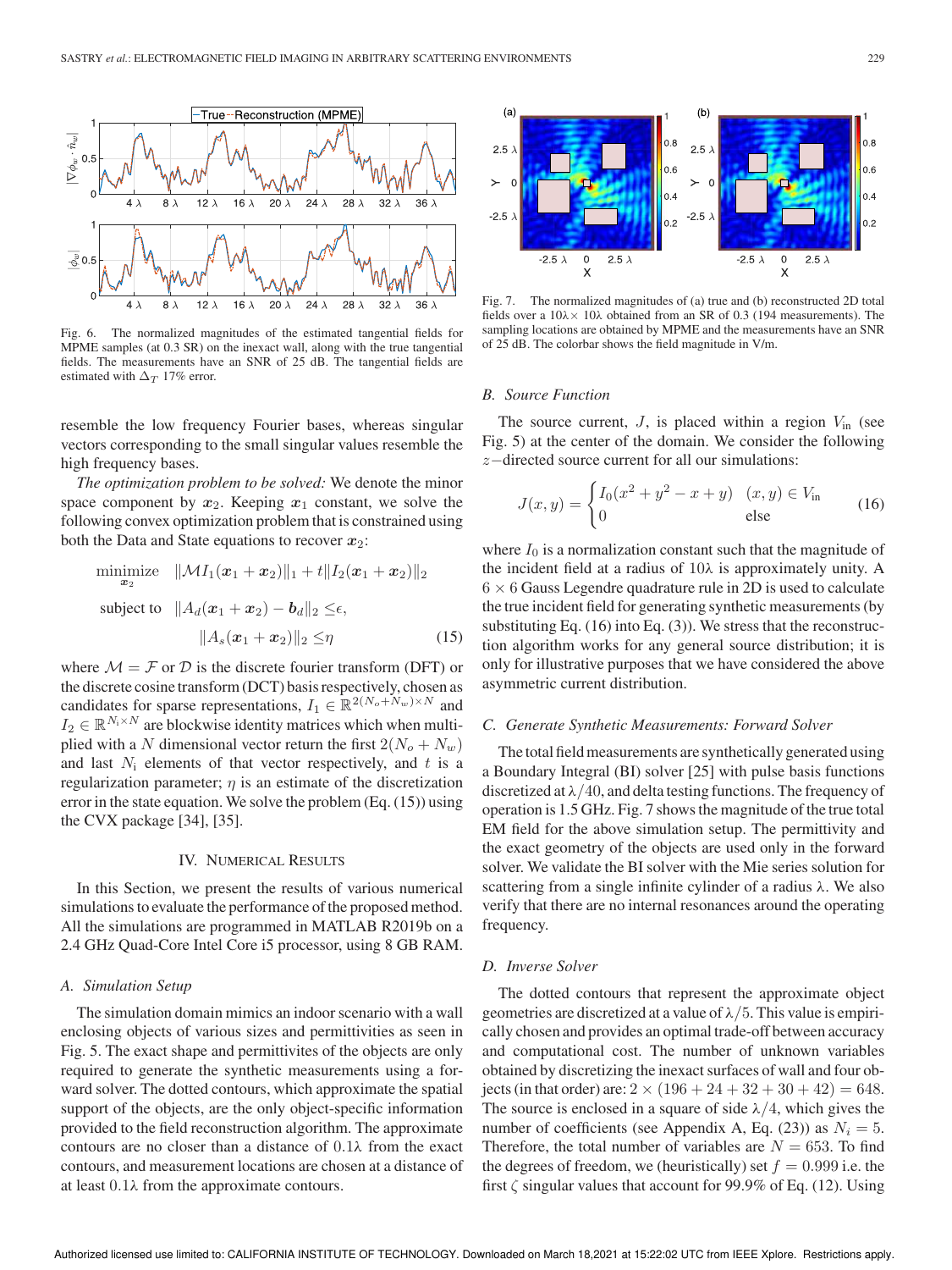Fig. 6. The normalized magnitudes of the estimated tangential fields for MPME samples (at 0.3 SR) on the inexact wall, along with the true tangential fields. The measurements have an SNR of 25 dB. The tangential fields are estimated with $\Delta_T$ 17% error.

resemble the low frequency Fourier bases, whereas singular vectors corresponding to the small singular values resemble the high frequency bases.

*The optimization problem to be solved:* We denote the minor space component by $\boldsymbol{x}_2$. Keeping $\boldsymbol{x}_1$ constant, we solve the following convex optimization problem that is constrained using both the Data and State equations to recover $\boldsymbol{x}_2$:

$$\begin{aligned} \underset{\boldsymbol{x}_2}{\text{minimize}} \quad & \|\mathcal{M}I_1(\boldsymbol{x}_1+\boldsymbol{x}_2)\|_1 + t\|I_2(\boldsymbol{x}_1+\boldsymbol{x}_2)\|_2 \\ \text{subject to} \quad & \|A_d(\boldsymbol{x}_1+\boldsymbol{x}_2)-\boldsymbol{b}_d\|_2 \leq \epsilon, \\ & \|A_s(\boldsymbol{x}_1+\boldsymbol{x}_2)\|_2 \leq \eta \end{aligned} \tag{15}$$

where $\mathcal{M} = \mathcal{F}$ or $\mathcal{D}$ is the discrete fourier transform (DFT) or the discrete cosine transform (DCT) basis respectively, chosen as candidates for sparse representations, $I_1 \in \mathbb{R}^{2(N_o+N_w)\times N}$ and $I_2 \in \mathbb{R}^{N_\text{i}\times N}$ are blockwise identity matrices which when multiplied with a $N$ dimensional vector return the first $2(N_o+N_w)$ and last $N_\text{i}$ elements of that vector respectively, and $t$ is a regularization parameter; $\eta$ is an estimate of the discretization error in the state equation. We solve the problem (Eq. (15)) using the CVX package [34], [35].

## IV. Numerical Results

In this Section, we present the results of various numerical simulations to evaluate the performance of the proposed method. All the simulations are programmed in MATLAB R2019b on a 2.4 GHz Quad-Core Intel Core i5 processor, using 8 GB RAM.

### A. Simulation Setup

The simulation domain mimics an indoor scenario with a wall enclosing objects of various sizes and permittivities as seen in Fig. 5. The exact shape and permittivites of the objects are only required to generate the synthetic measurements using a forward solver. The dotted contours, which approximate the spatial support of the objects, are the only object-specific information provided to the field reconstruction algorithm. The approximate contours are no closer than a distance of $0.1\lambda$ from the exact contours, and measurement locations are chosen at a distance of at least $0.1\lambda$ from the approximate contours.

Fig. 7. The normalized magnitudes of (a) true and (b) reconstructed 2D total fields over a $10\lambda\times 10\lambda$ obtained from an SR of 0.3 (194 measurements). The sampling locations are obtained by MPME and the measurements have an SNR of 25 dB. The colorbar shows the field magnitude in V/m.

### B. Source Function

The source current, $J$, is placed within a region $V_\text{in}$ (see Fig. 5) at the center of the domain. We consider the following $z-$directed source current for all our simulations:

$$J(x,y) = \begin{cases} I_0(x^2+y^2-x+y) & (x,y)\in V_\text{in} \\ 0 & \text{else} \end{cases} \tag{16}$$

where $I_0$ is a normalization constant such that the magnitude of the incident field at a radius of $10\lambda$ is approximately unity. A $6\times 6$ Gauss Legendre quadrature rule in 2D is used to calculate the true incident field for generating synthetic measurements (by substituting Eq. (16) into Eq. (3)). We stress that the reconstruction algorithm works for any general source distribution; it is only for illustrative purposes that we have considered the above asymmetric current distribution.

### C. Generate Synthetic Measurements: Forward Solver

The total field measurements are synthetically generated using a Boundary Integral (BI) solver [25] with pulse basis functions discretized at $\lambda/40$, and delta testing functions. The frequency of operation is 1.5 GHz. Fig. 7 shows the magnitude of the true total EM field for the above simulation setup. The permittivity and the exact geometry of the objects are used only in the forward solver. We validate the BI solver with the Mie series solution for scattering from a single infinite cylinder of a radius $\lambda$. We also verify that there are no internal resonances around the operating frequency.

### D. Inverse Solver

The dotted contours that represent the approximate object geometries are discretized at a value of $\lambda/5$. This value is empirically chosen and provides an optimal trade-off between accuracy and computational cost. The number of unknown variables obtained by discretizing the inexact surfaces of wall and four objects (in that order) are: $2\times(196+24+32+30+42) = 648$. The source is enclosed in a square of side $\lambda/4$, which gives the number of coefficients (see Appendix A, Eq. (23)) as $N_i = 5$. Therefore, the total number of variables are $N = 653$. To find the degrees of freedom, we (heuristically) set $f = 0.999$ i.e. the first $\zeta$ singular values that account for 99.9% of Eq. (12). Using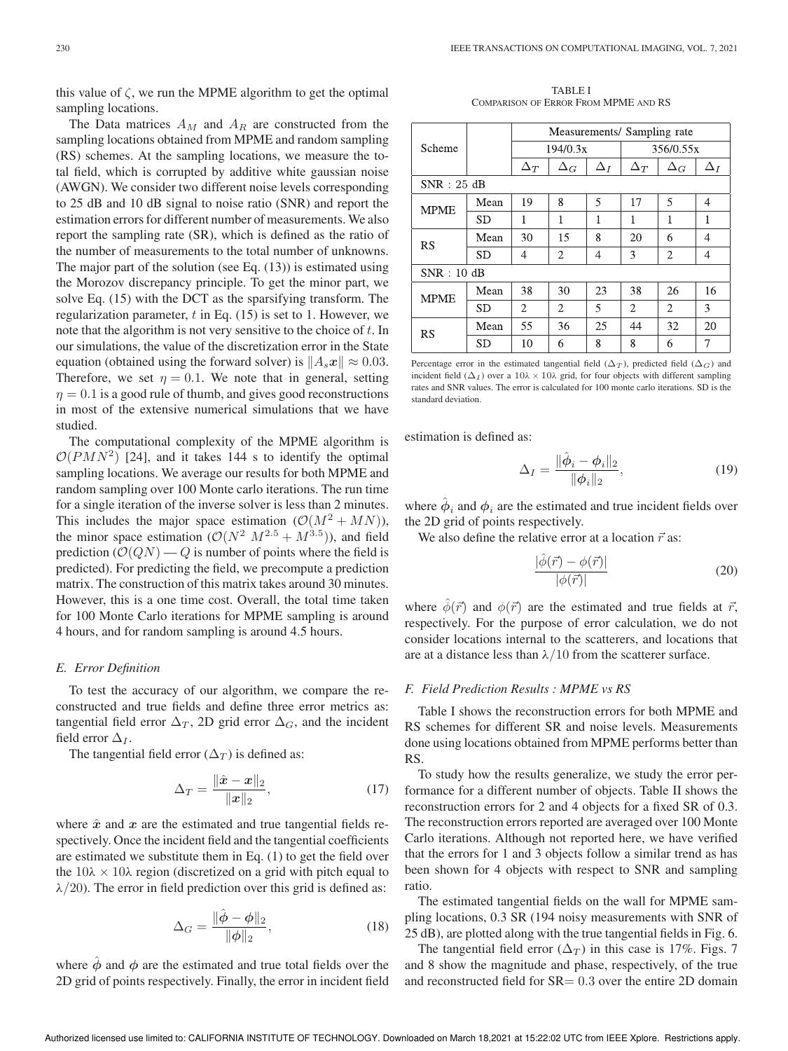this value of $\zeta$, we run the MPME algorithm to get the optimal sampling locations.

The Data matrices $A_M$ and $A_R$ are constructed from the sampling locations obtained from MPME and random sampling (RS) schemes. At the sampling locations, we measure the total field, which is corrupted by additive white gaussian noise (AWGN). We consider two different noise levels corresponding to 25 dB and 10 dB signal to noise ratio (SNR) and report the estimation errors for different number of measurements. We also report the sampling rate (SR), which is defined as the ratio of the number of measurements to the total number of unknowns. The major part of the solution (see Eq. (13)) is estimated using the Morozov discrepancy principle. To get the minor part, we solve Eq. (15) with the DCT as the sparsifying transform. The regularization parameter, $t$ in Eq. (15) is set to 1. However, we note that the algorithm is not very sensitive to the choice of $t$. In our simulations, the value of the discretization error in the State equation (obtained using the forward solver) is $\|A_s \boldsymbol{x}\| \approx 0.03$. Therefore, we set $\eta = 0.1$. We note that in general, setting $\eta = 0.1$ is a good rule of thumb, and gives good reconstructions in most of the extensive numerical simulations that we have studied.

The computational complexity of the MPME algorithm is $\mathcal{O}(PMN^2)$ [24], and it takes 144 s to identify the optimal sampling locations. We average our results for both MPME and random sampling over 100 Monte carlo iterations. The run time for a single iteration of the inverse solver is less than 2 minutes. This includes the major space estimation ($\mathcal{O}(M^2 + MN)$), the minor space estimation ($\mathcal{O}(N^2\ M^{2.5} + M^{3.5})$), and field prediction ($\mathcal{O}(QN)$ — $Q$ is number of points where the field is predicted). For predicting the field, we precompute a prediction matrix. The construction of this matrix takes around 30 minutes. However, this is a one time cost. Overall, the total time taken for 100 Monte Carlo iterations for MPME sampling is around 4 hours, and for random sampling is around 4.5 hours.

### *E. Error Definition*

To test the accuracy of our algorithm, we compare the reconstructed and true fields and define three error metrics as: tangential field error $\Delta_T$, 2D grid error $\Delta_G$, and the incident field error $\Delta_I$.

The tangential field error ($\Delta_T$) is defined as:

$$\Delta_T = \frac{\|\hat{\boldsymbol{x}} - \boldsymbol{x}\|_2}{\|\boldsymbol{x}\|_2}, \tag{17}$$

where $\hat{\boldsymbol{x}}$ and $\boldsymbol{x}$ are the estimated and true tangential fields respectively. Once the incident field and the tangential coefficients are estimated we substitute them in Eq. (1) to get the field over the $10\lambda \times 10\lambda$ region (discretized on a grid with pitch equal to $\lambda/20$). The error in field prediction over this grid is defined as:

$$\Delta_G = \frac{\|\hat{\boldsymbol{\phi}} - \boldsymbol{\phi}\|_2}{\|\boldsymbol{\phi}\|_2}, \tag{18}$$

where $\hat{\boldsymbol{\phi}}$ and $\boldsymbol{\phi}$ are the estimated and true total fields over the 2D grid of points respectively. Finally, the error in incident field estimation is defined as:

$$\Delta_I = \frac{\|\hat{\boldsymbol{\phi}}_i - \boldsymbol{\phi}_i\|_2}{\|\boldsymbol{\phi}_i\|_2}, \tag{19}$$

where $\hat{\boldsymbol{\phi}}_i$ and $\boldsymbol{\phi}_i$ are the estimated and true incident fields over the 2D grid of points respectively.

We also define the relative error at a location $\vec{r}$ as:

$$\frac{|\hat{\phi}(\vec{r}) - \phi(\vec{r})|}{|\phi(\vec{r})|} \tag{20}$$

where $\hat{\phi}(\vec{r})$ and $\phi(\vec{r})$ are the estimated and true fields at $\vec{r}$, respectively. For the purpose of error calculation, we do not consider locations internal to the scatterers, and locations that are at a distance less than $\lambda/10$ from the scatterer surface.

TABLE I
COMPARISON OF ERROR FROM MPME AND RS

| Scheme | | Measurements/ Sampling rate | | | | | |
|---|---|---|---|---|---|---|---|
| | | 194/0.3x | | | 356/0.55x | | |
| | | $\Delta_T$ | $\Delta_G$ | $\Delta_I$ | $\Delta_T$ | $\Delta_G$ | $\Delta_I$ |
| SNR : 25 dB | | | | | | | |
| MPME | Mean | 19 | 8 | 5 | 17 | 5 | 4 |
| | SD | 1 | 1 | 1 | 1 | 1 | 1 |
| RS | Mean | 30 | 15 | 8 | 20 | 6 | 4 |
| | SD | 4 | 2 | 4 | 3 | 2 | 4 |
| SNR : 10 dB | | | | | | | |
| MPME | Mean | 38 | 30 | 23 | 38 | 26 | 16 |
| | SD | 2 | 2 | 5 | 2 | 2 | 3 |
| RS | Mean | 55 | 36 | 25 | 44 | 32 | 20 |
| | SD | 10 | 6 | 8 | 8 | 6 | 7 |

Percentage error in the estimated tangential field ($\Delta_T$), predicted field ($\Delta_G$) and incident field ($\Delta_I$) over a $10\lambda \times 10\lambda$ grid, for four objects with different sampling rates and SNR values. The error is calculated for 100 monte carlo iterations. SD is the standard deviation.

### *F. Field Prediction Results : MPME vs RS*

Table I shows the reconstruction errors for both MPME and RS schemes for different SR and noise levels. Measurements done using locations obtained from MPME performs better than RS.

To study how the results generalize, we study the error performance for a different number of objects. Table II shows the reconstruction errors for 2 and 4 objects for a fixed SR of 0.3. The reconstruction errors reported are averaged over 100 Monte Carlo iterations. Although not reported here, we have verified that the errors for 1 and 3 objects follow a similar trend as has been shown for 4 objects with respect to SNR and sampling ratio.

The estimated tangential fields on the wall for MPME sampling locations, 0.3 SR (194 noisy measurements with SNR of 25 dB), are plotted along with the true tangential fields in Fig. 6.

The tangential field error ($\Delta_T$) in this case is 17%. Figs. 7 and 8 show the magnitude and phase, respectively, of the true and reconstructed field for SR$= 0.3$ over the entire 2D domain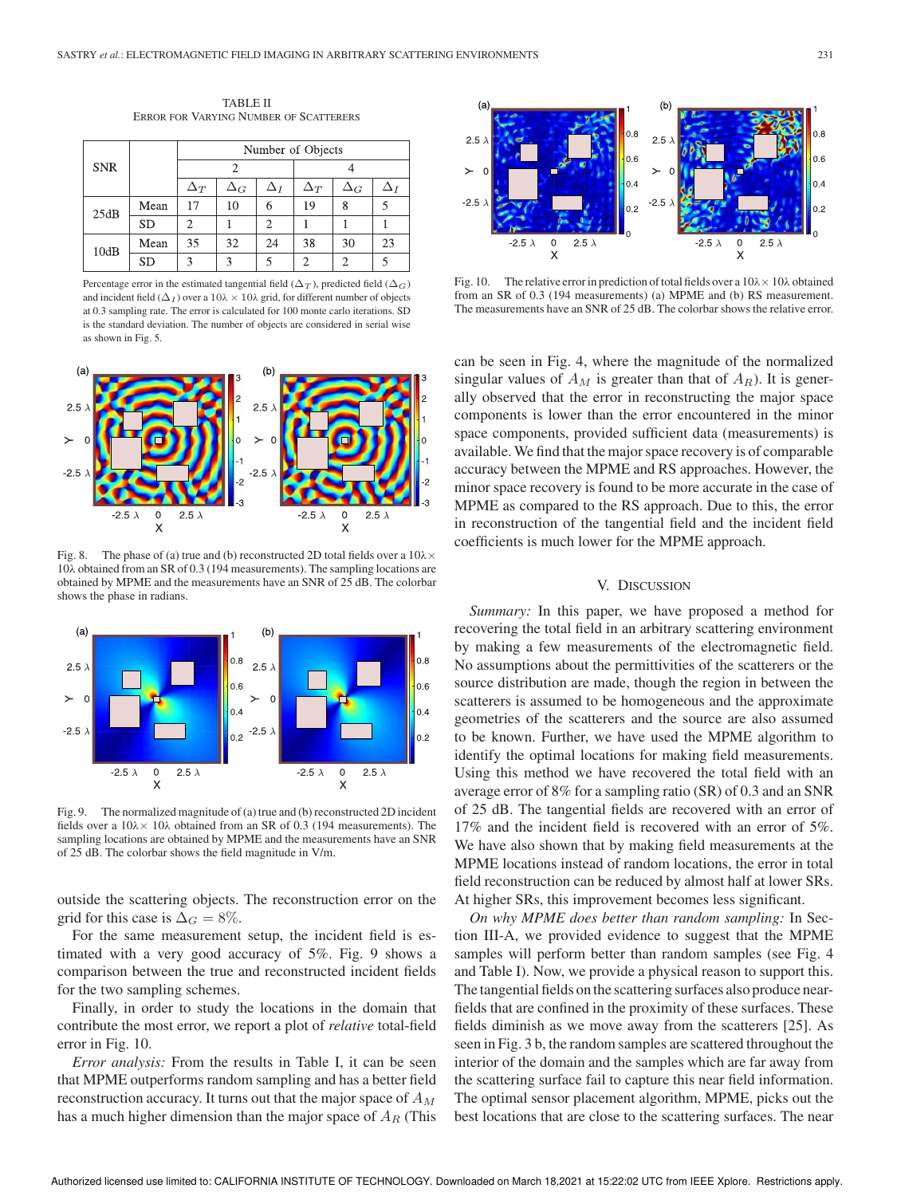TABLE II
ERROR FOR VARYING NUMBER OF SCATTERERS

| SNR | | Number of Objects | | | | | |
|---|---|---|---|---|---|---|---|
| | | 2 | | | 4 | | |
| | | $\Delta_T$ | $\Delta_G$ | $\Delta_I$ | $\Delta_T$ | $\Delta_G$ | $\Delta_I$ |
| 25dB | Mean | 17 | 10 | 6 | 19 | 8 | 5 |
| | SD | 2 | 1 | 2 | 1 | 1 | 1 |
| 10dB | Mean | 35 | 32 | 24 | 38 | 30 | 23 |
| | SD | 3 | 3 | 5 | 2 | 2 | 5 |

Percentage error in the estimated tangential field ($\Delta_T$), predicted field ($\Delta_G$) and incident field ($\Delta_I$) over a $10\lambda \times 10\lambda$ grid, for different number of objects at 0.3 sampling rate. The error is calculated for 100 monte carlo iterations. SD is the standard deviation. The number of objects are considered in serial wise as shown in Fig. 5.

Fig. 8. The phase of (a) true and (b) reconstructed 2D total fields over a $10\lambda \times 10\lambda$ obtained from an SR of 0.3 (194 measurements). The sampling locations are obtained by MPME and the measurements have an SNR of 25 dB. The colorbar shows the phase in radians.

Fig. 9. The normalized magnitude of (a) true and (b) reconstructed 2D incident fields over a $10\lambda \times 10\lambda$ obtained from an SR of 0.3 (194 measurements). The sampling locations are obtained by MPME and the measurements have an SNR of 25 dB. The colorbar shows the field magnitude in V/m.

outside the scattering objects. The reconstruction error on the grid for this case is $\Delta_G = 8\%$.

For the same measurement setup, the incident field is estimated with a very good accuracy of 5%. Fig. 9 shows a comparison between the true and reconstructed incident fields for the two sampling schemes.

Finally, in order to study the locations in the domain that contribute the most error, we report a plot of *relative* total-field error in Fig. 10.

*Error analysis:* From the results in Table I, it can be seen that MPME outperforms random sampling and has a better field reconstruction accuracy. It turns out that the major space of $A_M$ has a much higher dimension than the major space of $A_R$ (This can be seen in Fig. 4, where the magnitude of the normalized singular values of $A_M$ is greater than that of $A_R$). It is generally observed that the error in reconstructing the major space components is lower than the error encountered in the minor space components, provided sufficient data (measurements) is available. We find that the major space recovery is of comparable accuracy between the MPME and RS approaches. However, the minor space recovery is found to be more accurate in the case of MPME as compared to the RS approach. Due to this, the error in reconstruction of the tangential field and the incident field coefficients is much lower for the MPME approach.

Fig. 10. The relative error in prediction of total fields over a $10\lambda \times 10\lambda$ obtained from an SR of 0.3 (194 measurements) (a) MPME and (b) RS measurement. The measurements have an SNR of 25 dB. The colorbar shows the relative error.

## V. Discussion

*Summary:* In this paper, we have proposed a method for recovering the total field in an arbitrary scattering environment by making a few measurements of the electromagnetic field. No assumptions about the permittivities of the scatterers or the source distribution are made, though the region in between the scatterers is assumed to be homogeneous and the approximate geometries of the scatterers and the source are also assumed to be known. Further, we have used the MPME algorithm to identify the optimal locations for making field measurements. Using this method we have recovered the total field with an average error of 8% for a sampling ratio (SR) of 0.3 and an SNR of 25 dB. The tangential fields are recovered with an error of 17% and the incident field is recovered with an error of 5%. We have also shown that by making field measurements at the MPME locations instead of random locations, the error in total field reconstruction can be reduced by almost half at lower SRs. At higher SRs, this improvement becomes less significant.

*On why MPME does better than random sampling:* In Section III-A, we provided evidence to suggest that the MPME samples will perform better than random samples (see Fig. 4 and Table I). Now, we provide a physical reason to support this. The tangential fields on the scattering surfaces also produce near-fields that are confined in the proximity of these surfaces. These fields diminish as we move away from the scatterers [25]. As seen in Fig. 3 b, the random samples are scattered throughout the interior of the domain and the samples which are far away from the scattering surface fail to capture this near field information. The optimal sensor placement algorithm, MPME, picks out the best locations that are close to the scattering surfaces. The near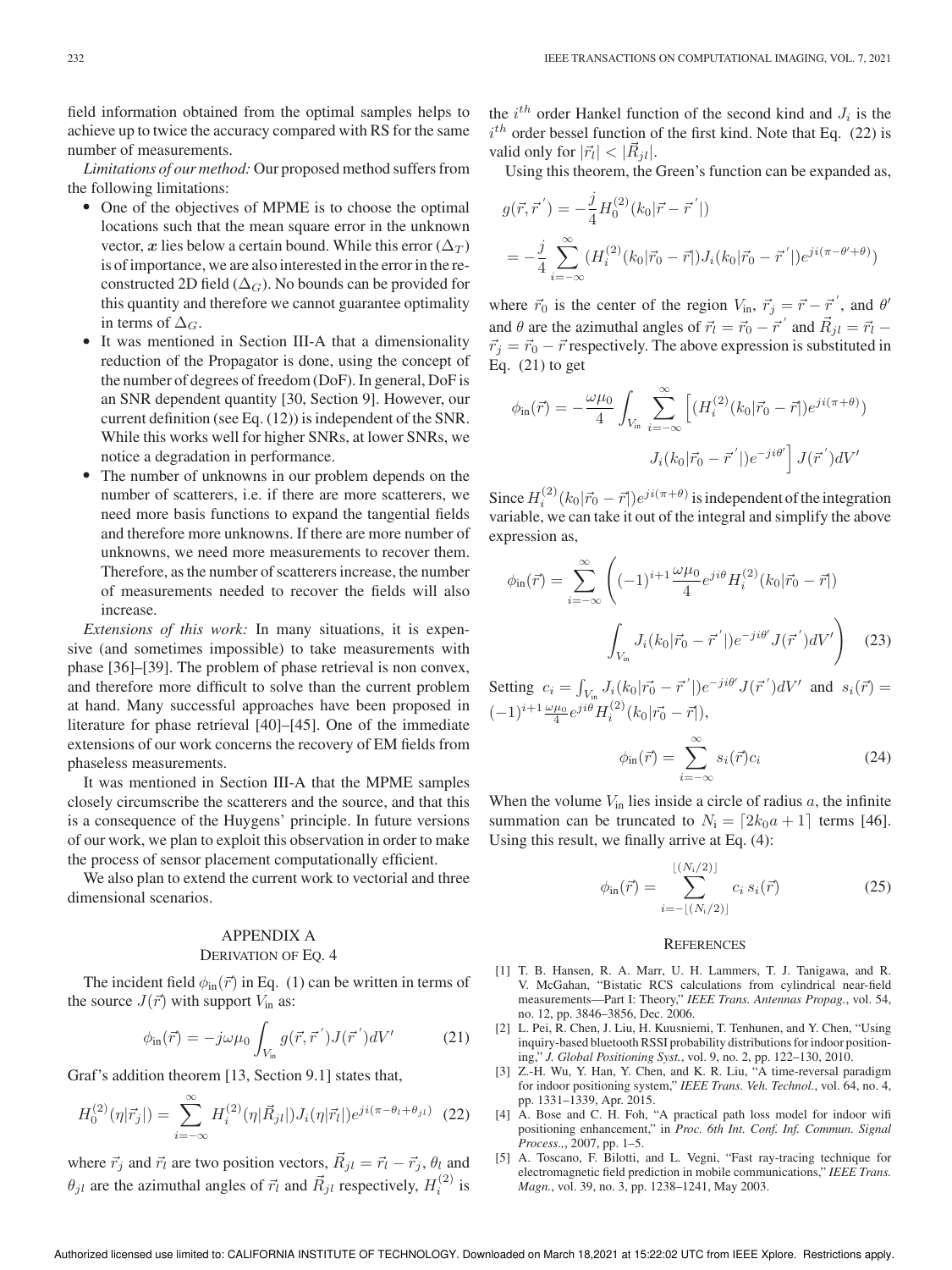field information obtained from the optimal samples helps to achieve up to twice the accuracy compared with RS for the same number of measurements.

*Limitations of our method:* Our proposed method suffers from the following limitations:

- One of the objectives of MPME is to choose the optimal locations such that the mean square error in the unknown vector, $\boldsymbol{x}$ lies below a certain bound. While this error ($\Delta_T$) is of importance, we are also interested in the error in the reconstructed 2D field ($\Delta_G$). No bounds can be provided for this quantity and therefore we cannot guarantee optimality in terms of $\Delta_G$.
- It was mentioned in Section III-A that a dimensionality reduction of the Propagator is done, using the concept of the number of degrees of freedom (DoF). In general, DoF is an SNR dependent quantity [30, Section 9]. However, our current definition (see Eq. (12)) is independent of the SNR. While this works well for higher SNRs, at lower SNRs, we notice a degradation in performance.
- The number of unknowns in our problem depends on the number of scatterers, i.e. if there are more scatterers, we need more basis functions to expand the tangential fields and therefore more unknowns. If there are more number of unknowns, we need more measurements to recover them. Therefore, as the number of scatterers increase, the number of measurements needed to recover the fields will also increase.

*Extensions of this work:* In many situations, it is expensive (and sometimes impossible) to take measurements with phase [36]–[39]. The problem of phase retrieval is non convex, and therefore more difficult to solve than the current problem at hand. Many successful approaches have been proposed in literature for phase retrieval [40]–[45]. One of the immediate extensions of our work concerns the recovery of EM fields from phaseless measurements.

It was mentioned in Section III-A that the MPME samples closely circumscribe the scatterers and the source, and that this is a consequence of the Huygens' principle. In future versions of our work, we plan to exploit this observation in order to make the process of sensor placement computationally efficient.

We also plan to extend the current work to vectorial and three dimensional scenarios.

## Appendix A
### Derivation of Eq. 4

The incident field $\phi_{\text{in}}(\vec{r})$ in Eq. (1) can be written in terms of the source $J(\vec{r})$ with support $V_{\text{in}}$ as:

$$\phi_{\text{in}}(\vec{r}) = -j\omega\mu_0 \int_{V_{\text{in}}} g(\vec{r},\vec{r}^{\,'})J(\vec{r}^{\,'})dV' \tag{21}$$

Graf's addition theorem [13, Section 9.1] states that,

$$H_0^{(2)}(\eta|\vec{r}_j|) = \sum_{i=-\infty}^{\infty} H_i^{(2)}(\eta|\vec{R}_{jl}|)J_i(\eta|\vec{r}_l|)e^{ji(\pi-\theta_l+\theta_{jl})} \tag{22}$$

where $\vec{r}_j$ and $\vec{r}_l$ are two position vectors, $\vec{R}_{jl} = \vec{r}_l - \vec{r}_j$, $\theta_l$ and $\theta_{jl}$ are the azimuthal angles of $\vec{r}_l$ and $\vec{R}_{jl}$ respectively, $H_i^{(2)}$ is the $i^{th}$ order Hankel function of the second kind and $J_i$ is the $i^{th}$ order bessel function of the first kind. Note that Eq. (22) is valid only for $|\vec{r}_l| < |\vec{R}_{jl}|$.

Using this theorem, the Green's function can be expanded as,

$$\begin{aligned} g(\vec{r},\vec{r}^{\,'}) &= -\frac{j}{4}H_0^{(2)}(k_0|\vec{r}-\vec{r}^{\,'}|) \\ &= -\frac{j}{4}\sum_{i=-\infty}^{\infty}(H_i^{(2)}(k_0|\vec{r}_0-\vec{r}|)J_i(k_0|\vec{r}_0-\vec{r}^{\,'}|)e^{ji(\pi-\theta'+\theta)}) \end{aligned}$$

where $\vec{r}_0$ is the center of the region $V_{\text{in}}$, $\vec{r}_j = \vec{r}-\vec{r}^{\,'}$, and $\theta'$ and $\theta$ are the azimuthal angles of $\vec{r}_l = \vec{r}_0 - \vec{r}^{\,'}$ and $\vec{R}_{jl} = \vec{r}_l - \vec{r}_j = \vec{r}_0 - \vec{r}$ respectively. The above expression is substituted in Eq. (21) to get

$$\phi_{\text{in}}(\vec{r}) = -\frac{\omega\mu_0}{4}\int_{V_{\text{in}}}\sum_{i=-\infty}^{\infty}\Big[(H_i^{(2)}(k_0|\vec{r}_0-\vec{r}|)e^{ji(\pi+\theta)}) J_i(k_0|\vec{r}_0-\vec{r}^{\,'}|)e^{-ji\theta'}\Big]J(\vec{r}^{\,'})dV'$$

Since $H_i^{(2)}(k_0|\vec{r}_0-\vec{r}|)e^{ji(\pi+\theta)}$ is independent of the integration variable, we can take it out of the integral and simplify the above expression as,

$$\phi_{\text{in}}(\vec{r}) = \sum_{i=-\infty}^{\infty}\left((-1)^{i+1}\frac{\omega\mu_0}{4}e^{ji\theta}H_i^{(2)}(k_0|\vec{r}_0-\vec{r}|) \int_{V_{\text{in}}} J_i(k_0|\vec{r}_0-\vec{r}^{\,'}|)e^{-ji\theta'}J(\vec{r}^{\,'})dV'\right) \tag{23}$$

Setting $c_i = \int_{V_{\text{in}}} J_i(k_0|\vec{r}_0-\vec{r}^{\,'}|)e^{-ji\theta'}J(\vec{r}^{\,'})dV'$ and $s_i(\vec{r}) = (-1)^{i+1}\frac{\omega\mu_0}{4}e^{ji\theta}H_i^{(2)}(k_0|\vec{r}_0-\vec{r}|)$,

$$\phi_{\text{in}}(\vec{r}) = \sum_{i=-\infty}^{\infty} s_i(\vec{r})c_i \tag{24}$$

When the volume $V_{\text{in}}$ lies inside a circle of radius $a$, the infinite summation can be truncated to $N_{\text{i}} = \lceil 2k_0a+1\rceil$ terms [46]. Using this result, we finally arrive at Eq. (4):

$$\phi_{\text{in}}(\vec{r}) = \sum_{i=-\lfloor(N_{\text{i}}/2)\rfloor}^{\lfloor(N_{\text{i}}/2)\rfloor} c_i\, s_i(\vec{r}) \tag{25}$$

## References

[1] T. B. Hansen, R. A. Marr, U. H. Lammers, T. J. Tanigawa, and R. V. McGahan, "Bistatic RCS calculations from cylindrical near-field measurements—Part I: Theory," *IEEE Trans. Antennas Propag.*, vol. 54, no. 12, pp. 3846–3856, Dec. 2006.

[2] L. Pei, R. Chen, J. Liu, H. Kuusniemi, T. Tenhunen, and Y. Chen, "Using inquiry-based bluetooth RSSI probability distributions for indoor positioning," *J. Global Positioning Syst.*, vol. 9, no. 2, pp. 122–130, 2010.

[3] Z.-H. Wu, Y. Han, Y. Chen, and K. R. Liu, "A time-reversal paradigm for indoor positioning system," *IEEE Trans. Veh. Technol.*, vol. 64, no. 4, pp. 1331–1339, Apr. 2015.

[4] A. Bose and C. H. Foh, "A practical path loss model for indoor wifi positioning enhancement," in *Proc. 6th Int. Conf. Inf. Commun. Signal Process.*, 2007, pp. 1–5.

[5] A. Toscano, F. Bilotti, and L. Vegni, "Fast ray-tracing technique for electromagnetic field prediction in mobile communications," *IEEE Trans. Magn.*, vol. 39, no. 3, pp. 1238–1241, May 2003.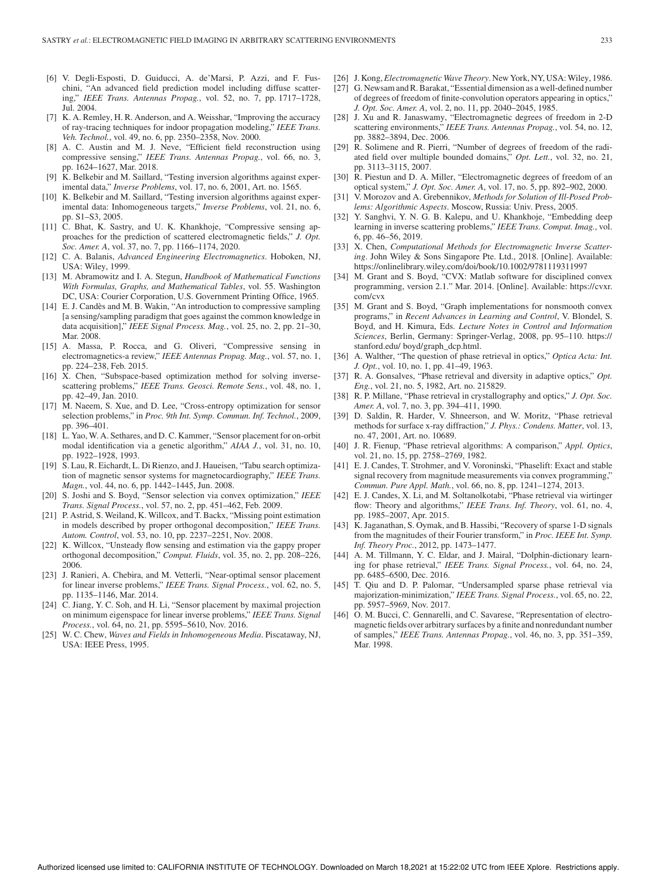[6] V. Degli-Esposti, D. Guiducci, A. de'Marsi, P. Azzi, and F. Fuschini, "An advanced field prediction model including diffuse scattering," *IEEE Trans. Antennas Propag.*, vol. 52, no. 7, pp. 1717–1728, Jul. 2004.

[7] K. A. Remley, H. R. Anderson, and A. Weisshar, "Improving the accuracy of ray-tracing techniques for indoor propagation modeling," *IEEE Trans. Veh. Technol.*, vol. 49, no. 6, pp. 2350–2358, Nov. 2000.

[8] A. C. Austin and M. J. Neve, "Efficient field reconstruction using compressive sensing," *IEEE Trans. Antennas Propag.*, vol. 66, no. 3, pp. 1624–1627, Mar. 2018.

[9] K. Belkebir and M. Saillard, "Testing inversion algorithms against experimental data," *Inverse Problems*, vol. 17, no. 6, 2001, Art. no. 1565.

[10] K. Belkebir and M. Saillard, "Testing inversion algorithms against experimental data: Inhomogeneous targets," *Inverse Problems*, vol. 21, no. 6, pp. S1–S3, 2005.

[11] C. Bhat, K. Sastry, and U. K. Khankhoje, "Compressive sensing approaches for the prediction of scattered electromagnetic fields," *J. Opt. Soc. Amer. A*, vol. 37, no. 7, pp. 1166–1174, 2020.

[12] C. A. Balanis, *Advanced Engineering Electromagnetics*. Hoboken, NJ, USA: Wiley, 1999.

[13] M. Abramowitz and I. A. Stegun, *Handbook of Mathematical Functions With Formulas, Graphs, and Mathematical Tables*, vol. 55. Washington DC, USA: Courier Corporation, U.S. Government Printing Office, 1965.

[14] E. J. Candès and M. B. Wakin, "An introduction to compressive sampling [a sensing/sampling paradigm that goes against the common knowledge in data acquisition]," *IEEE Signal Process. Mag.*, vol. 25, no. 2, pp. 21–30, Mar. 2008.

[15] A. Massa, P. Rocca, and G. Oliveri, "Compressive sensing in electromagnetics-a review," *IEEE Antennas Propag. Mag.*, vol. 57, no. 1, pp. 224–238, Feb. 2015.

[16] X. Chen, "Subspace-based optimization method for solving inverse-scattering problems," *IEEE Trans. Geosci. Remote Sens.*, vol. 48, no. 1, pp. 42–49, Jan. 2010.

[17] M. Naeem, S. Xue, and D. Lee, "Cross-entropy optimization for sensor selection problems," in *Proc. 9th Int. Symp. Commun. Inf. Technol.*, 2009, pp. 396–401.

[18] L. Yao, W. A. Sethares, and D. C. Kammer, "Sensor placement for on-orbit modal identification via a genetic algorithm," *AIAA J.*, vol. 31, no. 10, pp. 1922–1928, 1993.

[19] S. Lau, R. Eichardt, L. Di Rienzo, and J. Haueisen, "Tabu search optimization of magnetic sensor systems for magnetocardiography," *IEEE Trans. Magn.*, vol. 44, no. 6, pp. 1442–1445, Jun. 2008.

[20] S. Joshi and S. Boyd, "Sensor selection via convex optimization," *IEEE Trans. Signal Process.*, vol. 57, no. 2, pp. 451–462, Feb. 2009.

[21] P. Astrid, S. Weiland, K. Willcox, and T. Backx, "Missing point estimation in models described by proper orthogonal decomposition," *IEEE Trans. Autom. Control*, vol. 53, no. 10, pp. 2237–2251, Nov. 2008.

[22] K. Willcox, "Unsteady flow sensing and estimation via the gappy proper orthogonal decomposition," *Comput. Fluids*, vol. 35, no. 2, pp. 208–226, 2006.

[23] J. Ranieri, A. Chebira, and M. Vetterli, "Near-optimal sensor placement for linear inverse problems," *IEEE Trans. Signal Process.*, vol. 62, no. 5, pp. 1135–1146, Mar. 2014.

[24] C. Jiang, Y. C. Soh, and H. Li, "Sensor placement by maximal projection on minimum eigenspace for linear inverse problems," *IEEE Trans. Signal Process.*, vol. 64, no. 21, pp. 5595–5610, Nov. 2016.

[25] W. C. Chew, *Waves and Fields in Inhomogeneous Media*. Piscataway, NJ, USA: IEEE Press, 1995.

[26] J. Kong, *Electromagnetic Wave Theory*. New York, NY, USA: Wiley, 1986.

[27] G. Newsam and R. Barakat, "Essential dimension as a well-defined number of degrees of freedom of finite-convolution operators appearing in optics," *J. Opt. Soc. Amer. A*, vol. 2, no. 11, pp. 2040–2045, 1985.

[28] J. Xu and R. Janaswamy, "Electromagnetic degrees of freedom in 2-D scattering environments," *IEEE Trans. Antennas Propag.*, vol. 54, no. 12, pp. 3882–3894, Dec. 2006.

[29] R. Solimene and R. Pierri, "Number of degrees of freedom of the radiated field over multiple bounded domains," *Opt. Lett.*, vol. 32, no. 21, pp. 3113–3115, 2007.

[30] R. Piestun and D. A. Miller, "Electromagnetic degrees of freedom of an optical system," *J. Opt. Soc. Amer. A*, vol. 17, no. 5, pp. 892–902, 2000.

[31] V. Morozov and A. Grebennikov, *Methods for Solution of Ill-Posed Problems: Algorithmic Aspects*. Moscow, Russia: Univ. Press, 2005.

[32] Y. Sanghvi, Y. N. G. B. Kalepu, and U. Khankhoje, "Embedding deep learning in inverse scattering problems," *IEEE Trans. Comput. Imag.*, vol. 6, pp. 46–56, 2019.

[33] X. Chen, *Computational Methods for Electromagnetic Inverse Scattering*. John Wiley & Sons Singapore Pte. Ltd., 2018. [Online]. Available: https://onlinelibrary.wiley.com/doi/book/10.1002/9781119311997

[34] M. Grant and S. Boyd, "CVX: Matlab software for disciplined convex programming, version 2.1." Mar. 2014. [Online]. Available: https://cvxr.com/cvx

[35] M. Grant and S. Boyd, "Graph implementations for nonsmooth convex programs," in *Recent Advances in Learning and Control*, V. Blondel, S. Boyd, and H. Kimura, Eds. *Lecture Notes in Control and Information Sciences*, Berlin, Germany: Springer-Verlag, 2008, pp. 95–110. https://stanford.edu/ boyd/graph_dcp.html.

[36] A. Walther, "The question of phase retrieval in optics," *Optica Acta: Int. J. Opt.*, vol. 10, no. 1, pp. 41–49, 1963.

[37] R. A. Gonsalves, "Phase retrieval and diversity in adaptive optics," *Opt. Eng.*, vol. 21, no. 5, 1982, Art. no. 215829.

[38] R. P. Millane, "Phase retrieval in crystallography and optics," *J. Opt. Soc. Amer. A*, vol. 7, no. 3, pp. 394–411, 1990.

[39] D. Saldin, R. Harder, V. Shneerson, and W. Moritz, "Phase retrieval methods for surface x-ray diffraction," *J. Phys.: Condens. Matter*, vol. 13, no. 47, 2001, Art. no. 10689.

[40] J. R. Fienup, "Phase retrieval algorithms: A comparison," *Appl. Optics*, vol. 21, no. 15, pp. 2758–2769, 1982.

[41] E. J. Candes, T. Strohmer, and V. Voroninski, "Phaselift: Exact and stable signal recovery from magnitude measurements via convex programming," *Commun. Pure Appl. Math.*, vol. 66, no. 8, pp. 1241–1274, 2013.

[42] E. J. Candes, X. Li, and M. Soltanolkotabi, "Phase retrieval via wirtinger flow: Theory and algorithms," *IEEE Trans. Inf. Theory*, vol. 61, no. 4, pp. 1985–2007, Apr. 2015.

[43] K. Jaganathan, S. Oymak, and B. Hassibi, "Recovery of sparse 1-D signals from the magnitudes of their Fourier transform," in *Proc. IEEE Int. Symp. Inf. Theory Proc.*, 2012, pp. 1473–1477.

[44] A. M. Tillmann, Y. C. Eldar, and J. Mairal, "Dolphin-dictionary learning for phase retrieval," *IEEE Trans. Signal Process.*, vol. 64, no. 24, pp. 6485–6500, Dec. 2016.

[45] T. Qiu and D. P. Palomar, "Undersampled sparse phase retrieval via majorization-minimization," *IEEE Trans. Signal Process.*, vol. 65, no. 22, pp. 5957–5969, Nov. 2017.

[46] O. M. Bucci, C. Gennarelli, and C. Savarese, "Representation of electromagnetic fields over arbitrary surfaces by a finite and nonredundant number of samples," *IEEE Trans. Antennas Propag.*, vol. 46, no. 3, pp. 351–359, Mar. 1998.